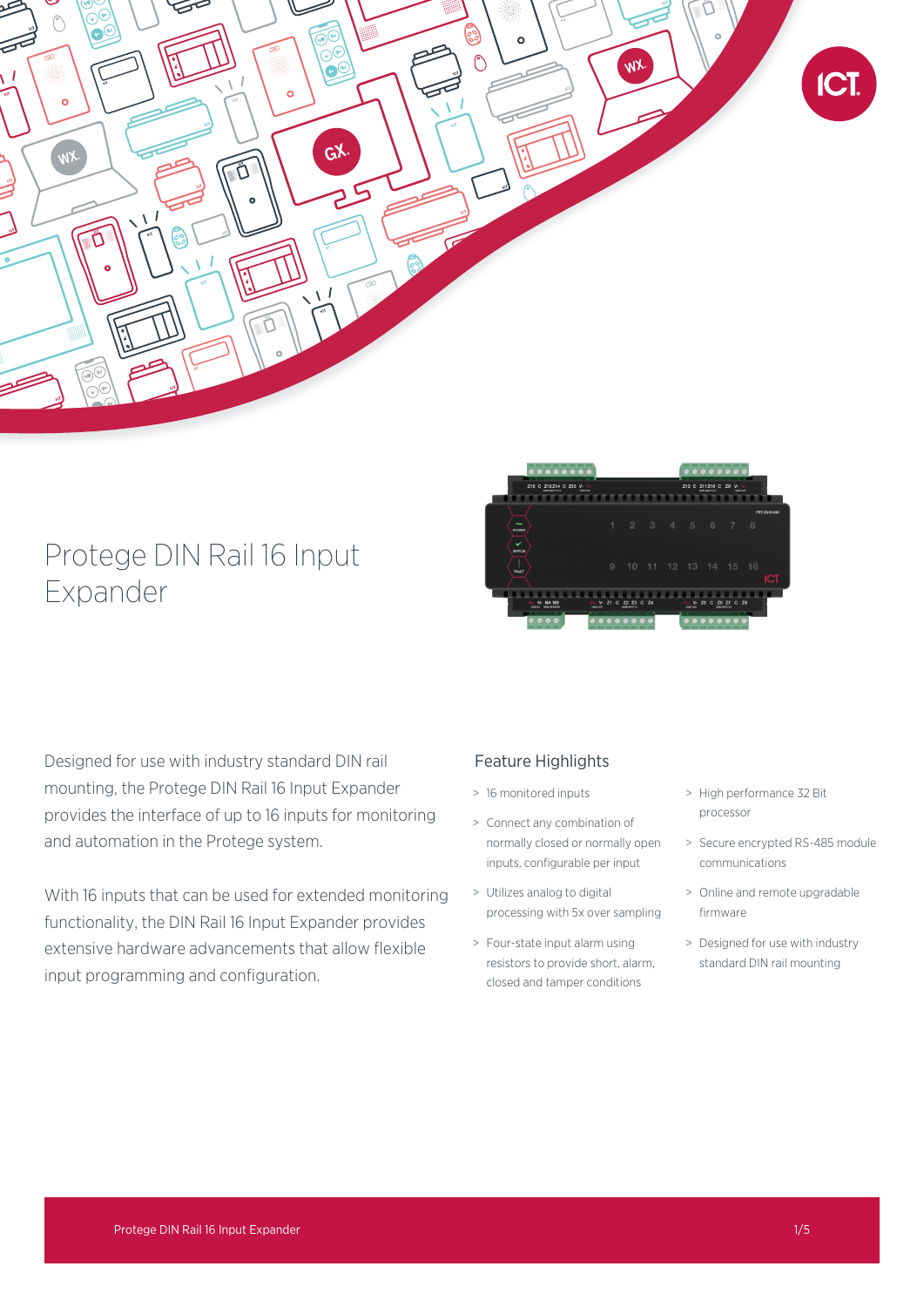# Protege DIN Rail 16 Input Expander

Designed for use with industry standard DIN rail mounting, the Protege DIN Rail 16 Input Expander provides the interface of up to 16 inputs for monitoring and automation in the Protege system.

With 16 inputs that can be used for extended monitoring functionality, the DIN Rail 16 Input Expander provides extensive hardware advancements that allow flexible input programming and configuration.

## Feature Highlights

- 16 monitored inputs
- Connect any combination of normally closed or normally open inputs, configurable per input
- Utilizes analog to digital processing with 5x over sampling
- Four-state input alarm using resistors to provide short, alarm, closed and tamper conditions
- High performance 32 Bit processor
- Secure encrypted RS-485 module communications
- Online and remote upgradable firmware
- Designed for use with industry standard DIN rail mounting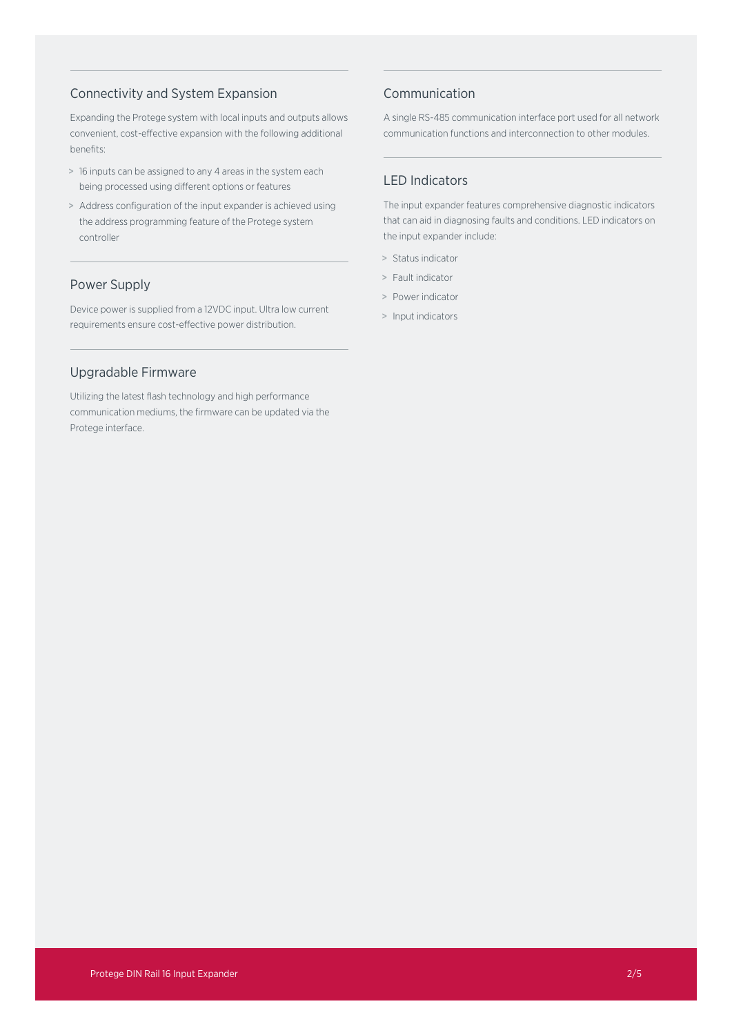## Connectivity and System Expansion

Expanding the Protege system with local inputs and outputs allows convenient, cost-effective expansion with the following additional benefits:

- 16 inputs can be assigned to any 4 areas in the system each being processed using different options or features
- Address configuration of the input expander is achieved using the address programming feature of the Protege system controller

## Power Supply

Device power is supplied from a 12VDC input. Ultra low current requirements ensure cost-effective power distribution.

## Upgradable Firmware

Utilizing the latest flash technology and high performance communication mediums, the firmware can be updated via the Protege interface.

## Communication

A single RS-485 communication interface port used for all network communication functions and interconnection to other modules.

## LED Indicators

The input expander features comprehensive diagnostic indicators that can aid in diagnosing faults and conditions. LED indicators on the input expander include:

- Status indicator
- Fault indicator
- Power indicator
- Input indicators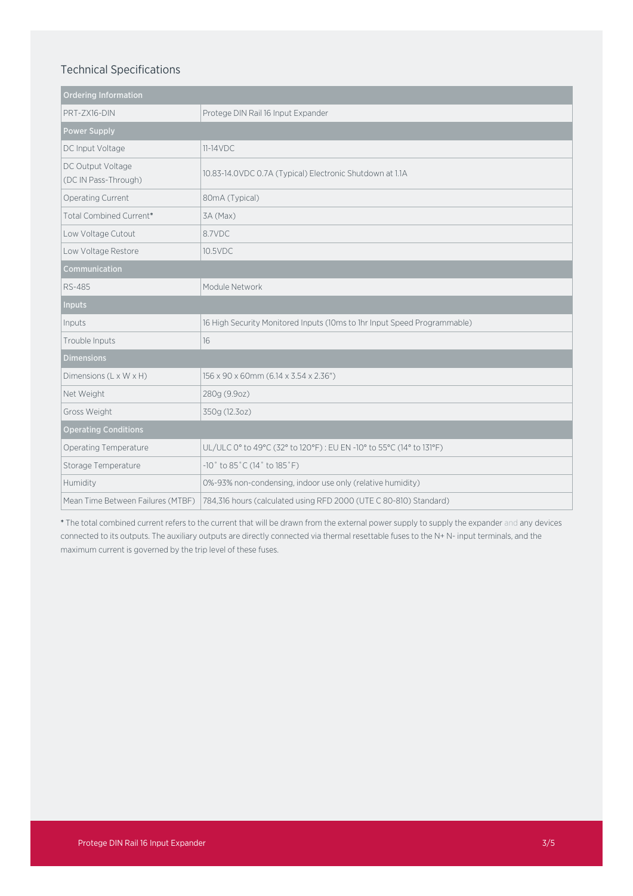## Technical Specifications

| Ordering Information | |
|---|---|
| PRT-ZX16-DIN | Protege DIN Rail 16 Input Expander |
| **Power Supply** | |
| DC Input Voltage | 11-14VDC |
| DC Output Voltage (DC IN Pass-Through) | 10.83-14.0VDC 0.7A (Typical) Electronic Shutdown at 1.1A |
| Operating Current | 80mA (Typical) |
| Total Combined Current* | 3A (Max) |
| Low Voltage Cutout | 8.7VDC |
| Low Voltage Restore | 10.5VDC |
| **Communication** | |
| RS-485 | Module Network |
| **Inputs** | |
| Inputs | 16 High Security Monitored Inputs (10ms to 1hr Input Speed Programmable) |
| Trouble Inputs | 16 |
| **Dimensions** | |
| Dimensions (L x W x H) | 156 x 90 x 60mm (6.14 x 3.54 x 2.36") |
| Net Weight | 280g (9.9oz) |
| Gross Weight | 350g (12.3oz) |
| **Operating Conditions** | |
| Operating Temperature | UL/ULC 0° to 49°C (32° to 120°F) : EU EN -10° to 55°C (14° to 131°F) |
| Storage Temperature | -10˚ to 85˚C (14˚ to 185˚F) |
| Humidity | 0%-93% non-condensing, indoor use only (relative humidity) |
| Mean Time Between Failures (MTBF) | 784,316 hours (calculated using RFD 2000 (UTE C 80-810) Standard) |

* The total combined current refers to the current that will be drawn from the external power supply to supply the expander and any devices connected to its outputs. The auxiliary outputs are directly connected via thermal resettable fuses to the N+ N- input terminals, and the maximum current is governed by the trip level of these fuses.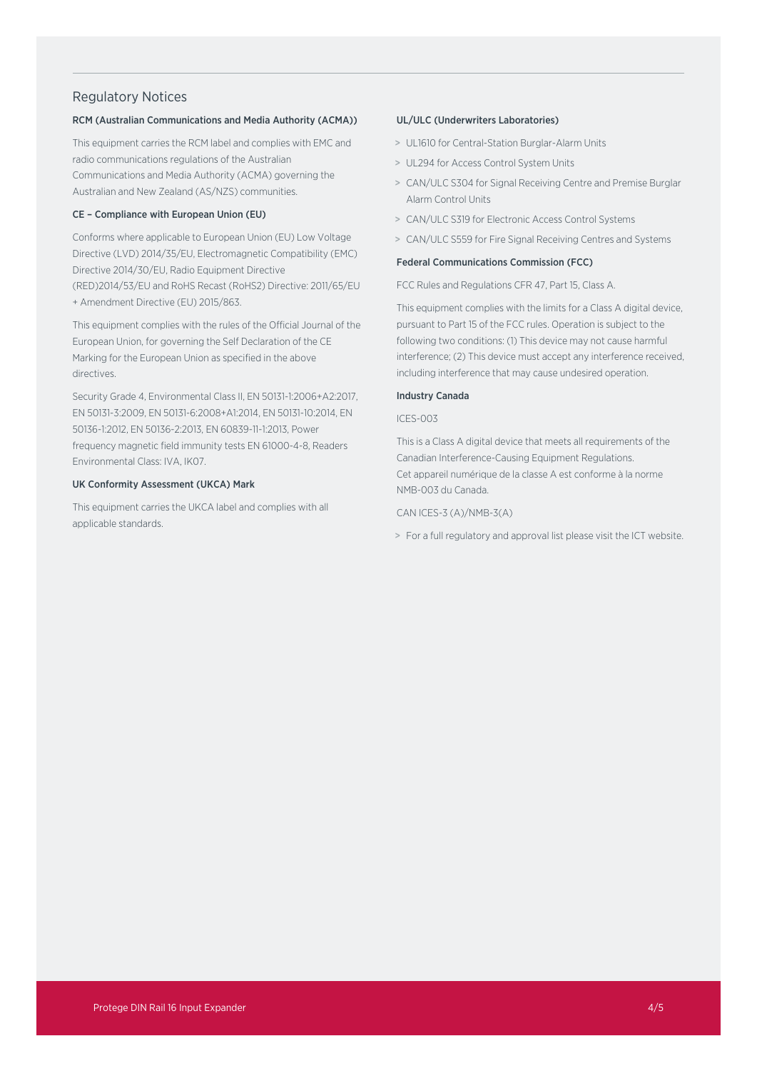## Regulatory Notices

### RCM (Australian Communications and Media Authority (ACMA))

This equipment carries the RCM label and complies with EMC and radio communications regulations of the Australian Communications and Media Authority (ACMA) governing the Australian and New Zealand (AS/NZS) communities.

### CE – Compliance with European Union (EU)

Conforms where applicable to European Union (EU) Low Voltage Directive (LVD) 2014/35/EU, Electromagnetic Compatibility (EMC) Directive 2014/30/EU, Radio Equipment Directive (RED)2014/53/EU and RoHS Recast (RoHS2) Directive: 2011/65/EU + Amendment Directive (EU) 2015/863.

This equipment complies with the rules of the Official Journal of the European Union, for governing the Self Declaration of the CE Marking for the European Union as specified in the above directives.

Security Grade 4, Environmental Class II, EN 50131-1:2006+A2:2017, EN 50131-3:2009, EN 50131-6:2008+A1:2014, EN 50131-10:2014, EN 50136-1:2012, EN 50136-2:2013, EN 60839-11-1:2013, Power frequency magnetic field immunity tests EN 61000-4-8, Readers Environmental Class: IVA, IK07.

### UK Conformity Assessment (UKCA) Mark

This equipment carries the UKCA label and complies with all applicable standards.

### UL/ULC (Underwriters Laboratories)

- UL1610 for Central-Station Burglar-Alarm Units
- UL294 for Access Control System Units
- CAN/ULC S304 for Signal Receiving Centre and Premise Burglar Alarm Control Units
- CAN/ULC S319 for Electronic Access Control Systems
- CAN/ULC S559 for Fire Signal Receiving Centres and Systems

### Federal Communications Commission (FCC)

FCC Rules and Regulations CFR 47, Part 15, Class A.

This equipment complies with the limits for a Class A digital device, pursuant to Part 15 of the FCC rules. Operation is subject to the following two conditions: (1) This device may not cause harmful interference; (2) This device must accept any interference received, including interference that may cause undesired operation.

### Industry Canada

ICES-003

This is a Class A digital device that meets all requirements of the Canadian Interference-Causing Equipment Regulations.
Cet appareil numérique de la classe A est conforme à la norme NMB-003 du Canada.

CAN ICES-3 (A)/NMB-3(A)

- For a full regulatory and approval list please visit the ICT website.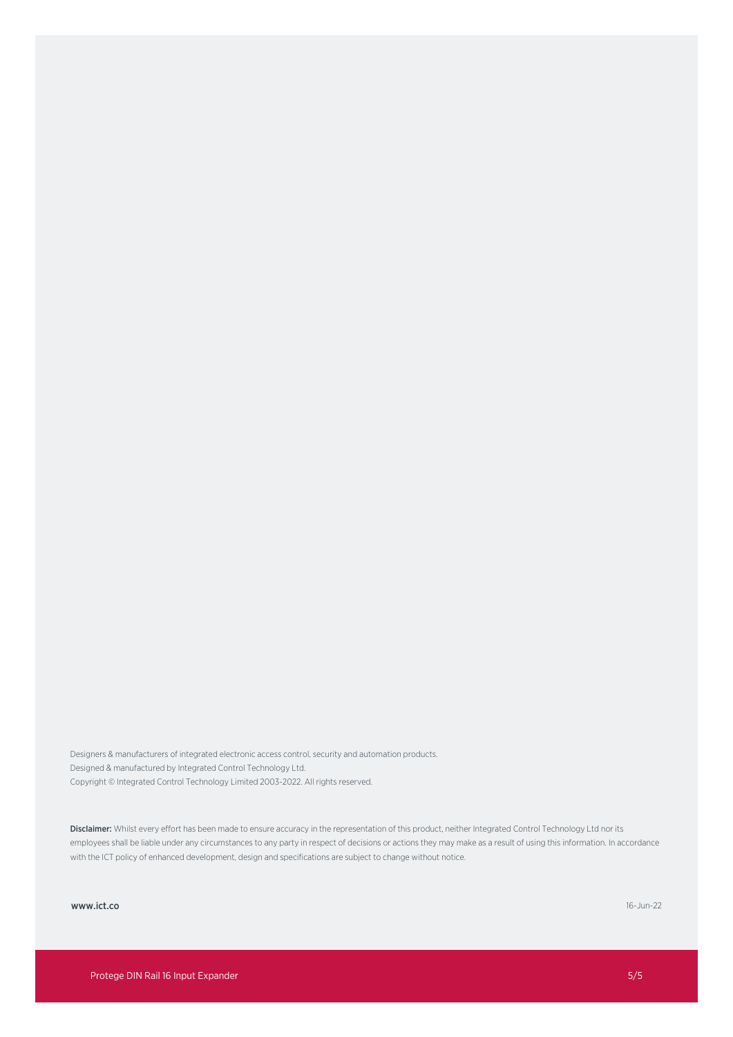Designers & manufacturers of integrated electronic access control, security and automation products.
Designed & manufactured by Integrated Control Technology Ltd.
Copyright © Integrated Control Technology Limited 2003-2022. All rights reserved.

**Disclaimer:** Whilst every effort has been made to ensure accuracy in the representation of this product, neither Integrated Control Technology Ltd nor its employees shall be liable under any circumstances to any party in respect of decisions or actions they may make as a result of using this information. In accordance with the ICT policy of enhanced development, design and specifications are subject to change without notice.

**www.ict.co**

16-Jun-22